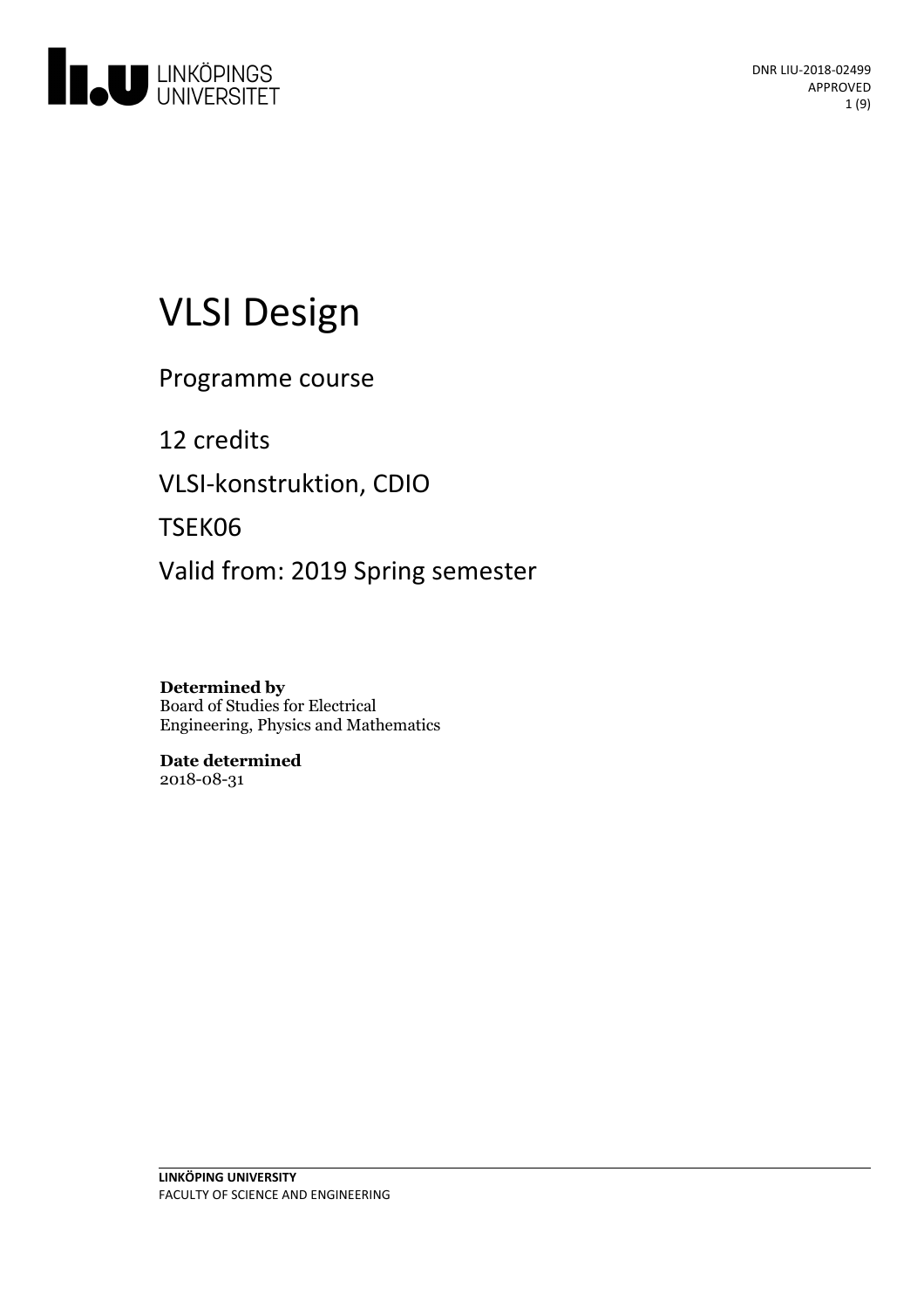DNR LIU-2018-02499
APPROVED

# VLSI Design

Programme course

12 credits

VLSI-konstruktion, CDIO

TSEK06

Valid from: 2019 Spring semester

**Determined by**
Board of Studies for Electrical Engineering, Physics and Mathematics

**Date determined**
2018-08-31

**LINKÖPING UNIVERSITY**
FACULTY OF SCIENCE AND ENGINEERING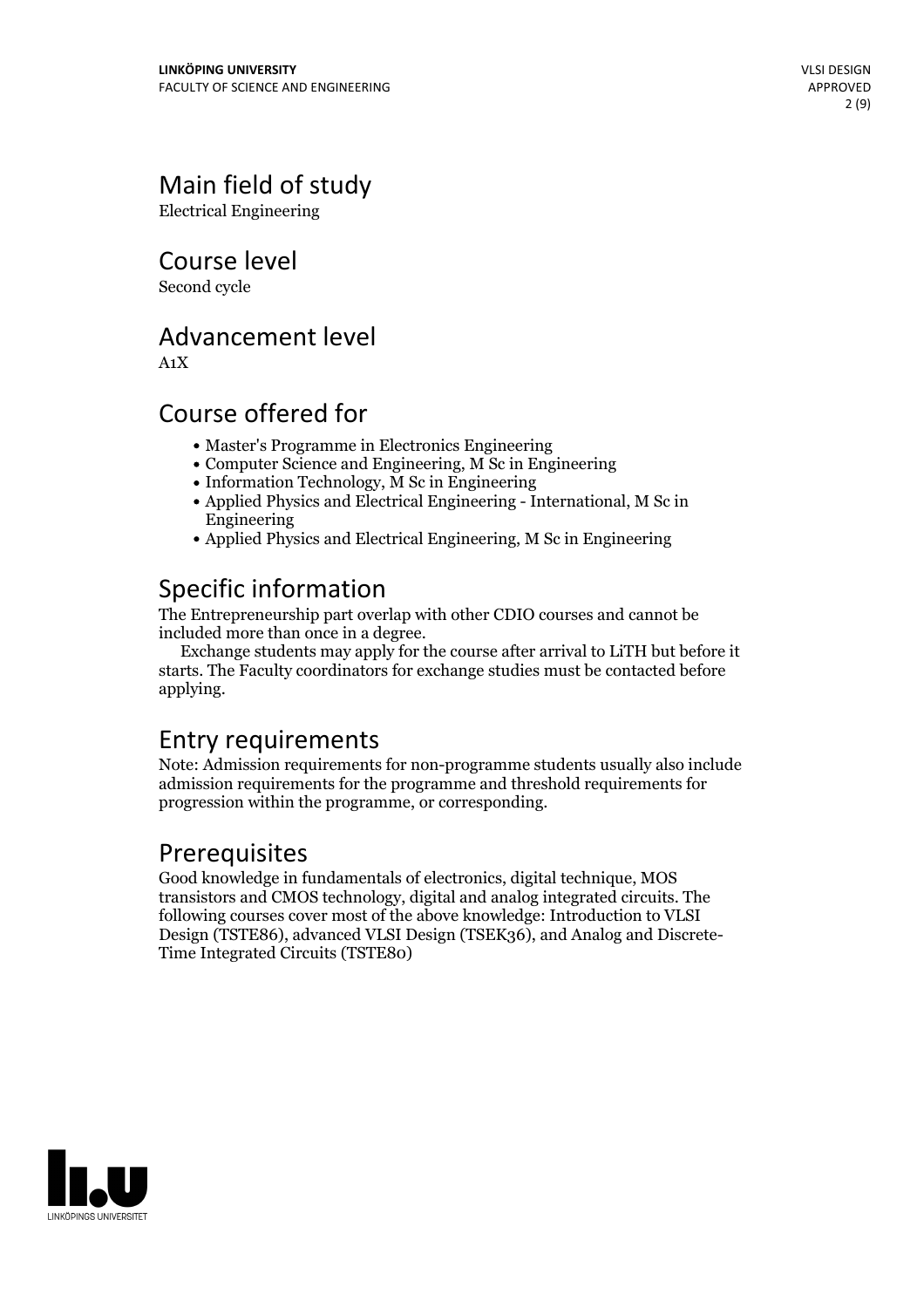## Main field of study

Electrical Engineering

## Course level

Second cycle

## Advancement level

A1X

## Course offered for

- Master's Programme in Electronics Engineering
- Computer Science and Engineering, M Sc in Engineering
- Information Technology, M Sc in Engineering
- Applied Physics and Electrical Engineering - International, M Sc in Engineering
- Applied Physics and Electrical Engineering, M Sc in Engineering

## Specific information

The Entrepreneurship part overlap with other CDIO courses and cannot be included more than once in a degree.

Exchange students may apply for the course after arrival to LiTH but before it starts. The Faculty coordinators for exchange studies must be contacted before applying.

## Entry requirements

Note: Admission requirements for non-programme students usually also include admission requirements for the programme and threshold requirements for progression within the programme, or corresponding.

## Prerequisites

Good knowledge in fundamentals of electronics, digital technique, MOS transistors and CMOS technology, digital and analog integrated circuits. The following courses cover most of the above knowledge: Introduction to VLSI Design (TSTE86), advanced VLSI Design (TSEK36), and Analog and Discrete-Time Integrated Circuits (TSTE80)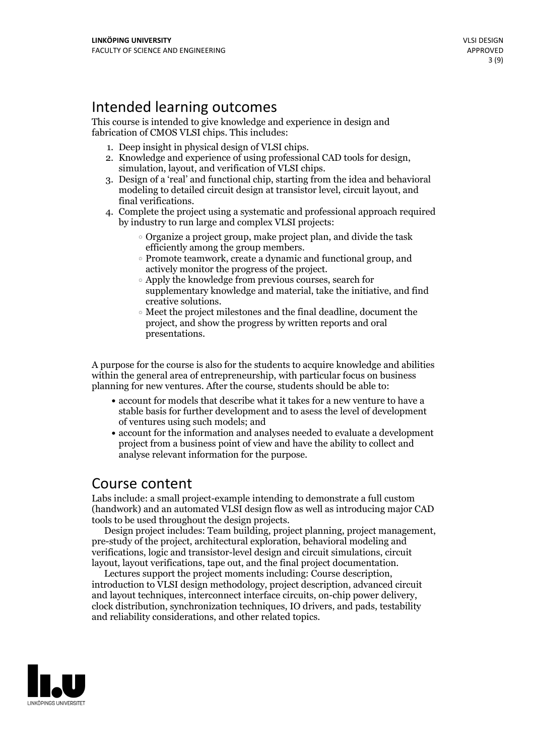# Intended learning outcomes

This course is intended to give knowledge and experience in design and fabrication of CMOS VLSI chips. This includes:

1. Deep insight in physical design of VLSI chips.
2. Knowledge and experience of using professional CAD tools for design, simulation, layout, and verification of VLSI chips.
3. Design of a 'real' and functional chip, starting from the idea and behavioral modeling to detailed circuit design at transistor level, circuit layout, and final verifications.
4. Complete the project using a systematic and professional approach required by industry to run large and complex VLSI projects:
   - Organize a project group, make project plan, and divide the task efficiently among the group members.
   - Promote teamwork, create a dynamic and functional group, and actively monitor the progress of the project.
   - Apply the knowledge from previous courses, search for supplementary knowledge and material, take the initiative, and find creative solutions.
   - Meet the project milestones and the final deadline, document the project, and show the progress by written reports and oral presentations.

A purpose for the course is also for the students to acquire knowledge and abilities within the general area of entrepreneurship, with particular focus on business planning for new ventures. After the course, students should be able to:

- account for models that describe what it takes for a new venture to have a stable basis for further development and to asess the level of development of ventures using such models; and
- account for the information and analyses needed to evaluate a development project from a business point of view and have the ability to collect and analyse relevant information for the purpose.

# Course content

Labs include: a small project-example intending to demonstrate a full custom (handwork) and an automated VLSI design flow as well as introducing major CAD tools to be used throughout the design projects.

Design project includes: Team building, project planning, project management, pre-study of the project, architectural exploration, behavioral modeling and verifications, logic and transistor-level design and circuit simulations, circuit layout, layout verifications, tape out, and the final project documentation.

Lectures support the project moments including: Course description, introduction to VLSI design methodology, project description, advanced circuit and layout techniques, interconnect interface circuits, on-chip power delivery, clock distribution, synchronization techniques, IO drivers, and pads, testability and reliability considerations, and other related topics.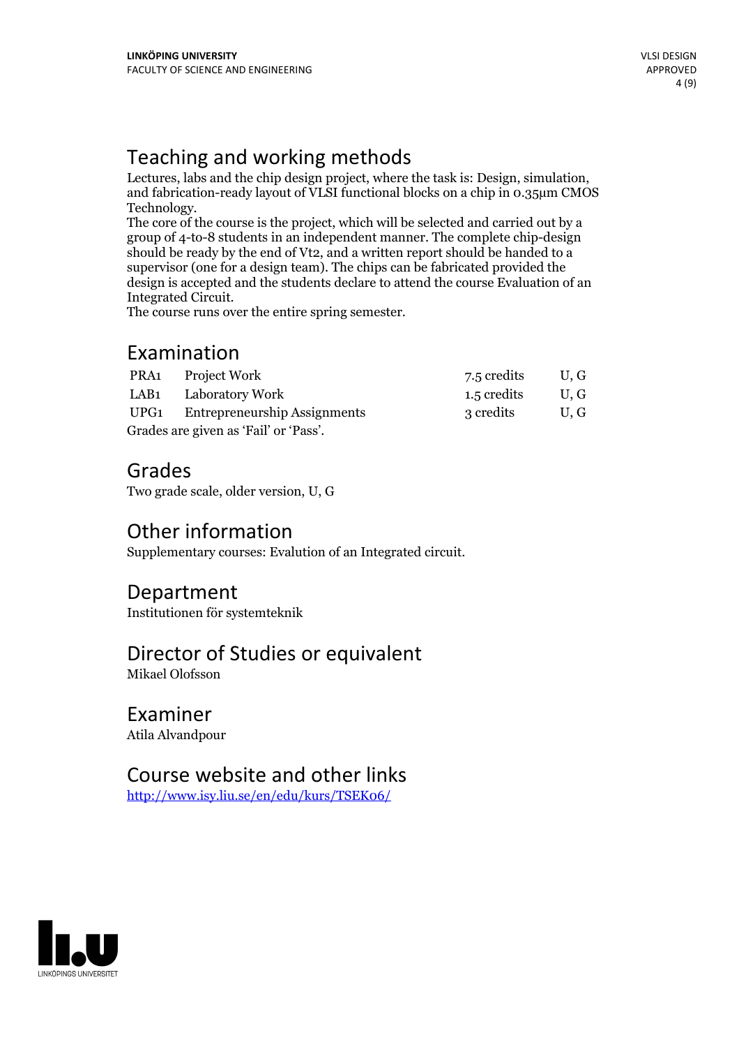## Teaching and working methods

Lectures, labs and the chip design project, where the task is: Design, simulation, and fabrication-ready layout of VLSI functional blocks on a chip in 0.35µm CMOS Technology.
The core of the course is the project, which will be selected and carried out by a group of 4-to-8 students in an independent manner. The complete chip-design should be ready by the end of Vt2, and a written report should be handed to a supervisor (one for a design team). The chips can be fabricated provided the design is accepted and the students declare to attend the course Evaluation of an Integrated Circuit.
The course runs over the entire spring semester.

## Examination

| | | | |
|---|---|---|---|
| PRA1 | Project Work | 7.5 credits | U, G |
| LAB1 | Laboratory Work | 1.5 credits | U, G |
| UPG1 | Entrepreneurship Assignments | 3 credits | U, G |

Grades are given as 'Fail' or 'Pass'.

## Grades

Two grade scale, older version, U, G

## Other information

Supplementary courses: Evalution of an Integrated circuit.

## Department

Institutionen för systemteknik

## Director of Studies or equivalent

Mikael Olofsson

## Examiner

Atila Alvandpour

## Course website and other links

http://www.isy.liu.se/en/edu/kurs/TSEK06/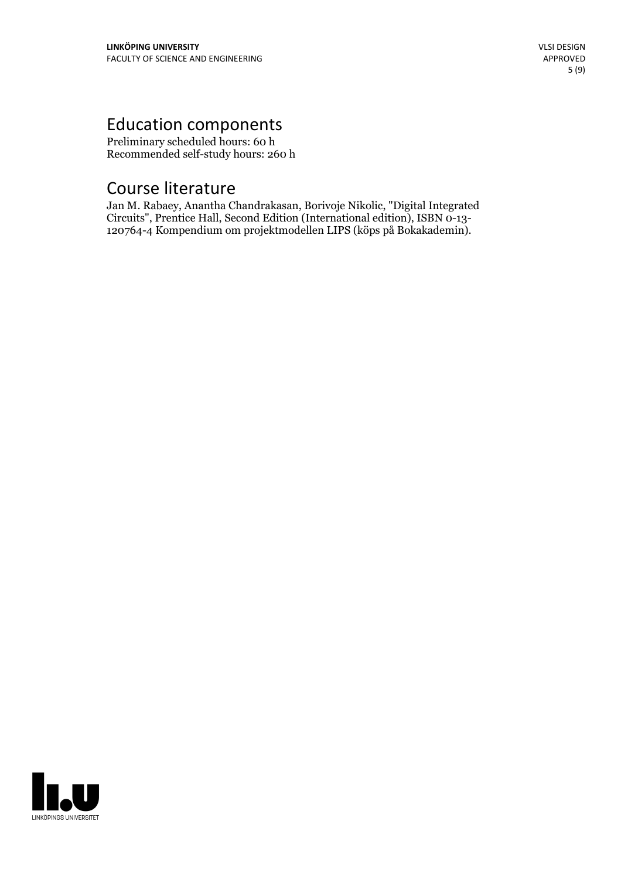# Education components

Preliminary scheduled hours: 60 h
Recommended self-study hours: 260 h

# Course literature

Jan M. Rabaey, Anantha Chandrakasan, Borivoje Nikolic, "Digital Integrated Circuits", Prentice Hall, Second Edition (International edition), ISBN 0-13-120764-4 Kompendium om projektmodellen LIPS (köps på Bokakademin).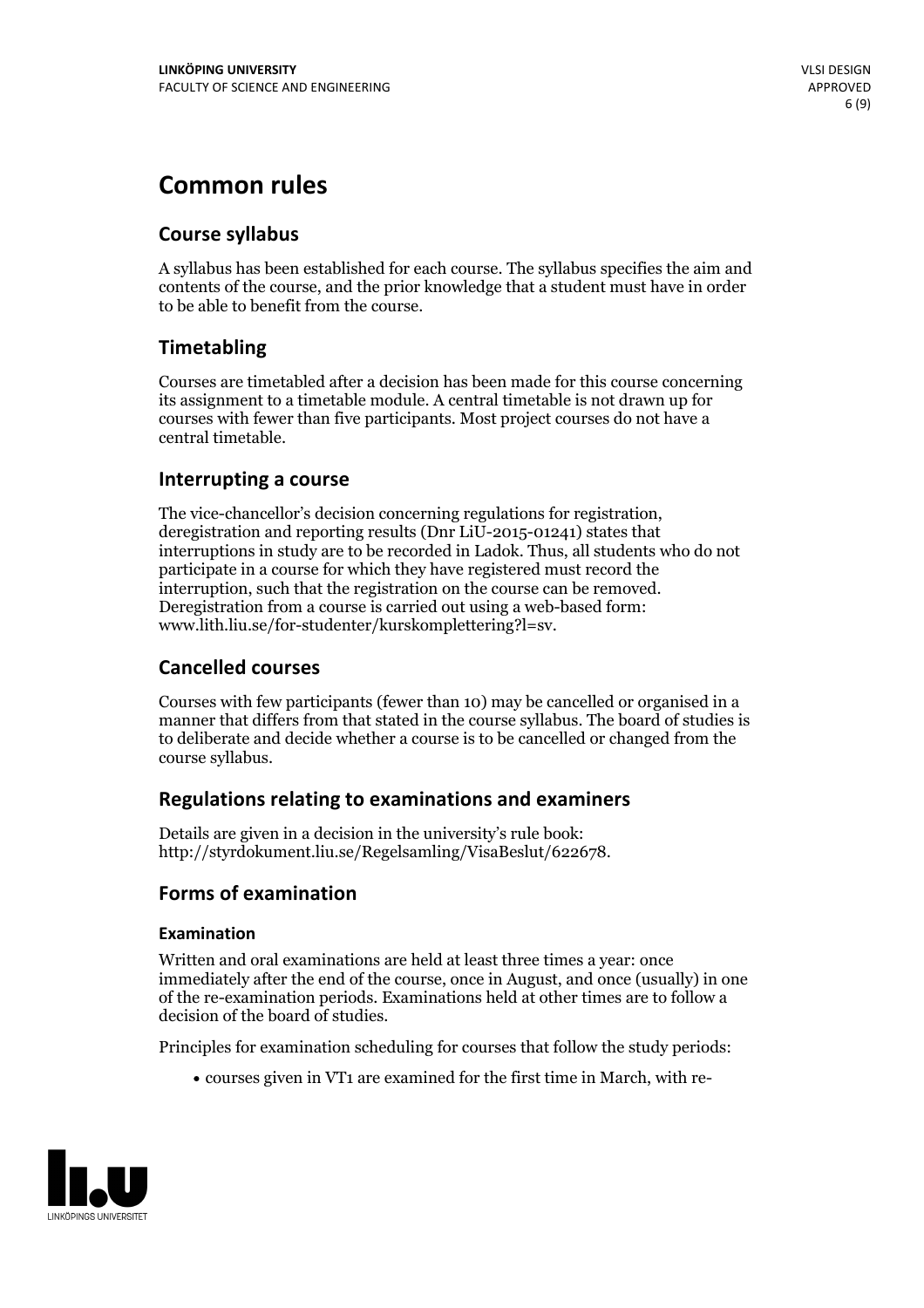# Common rules

## Course syllabus

A syllabus has been established for each course. The syllabus specifies the aim and contents of the course, and the prior knowledge that a student must have in order to be able to benefit from the course.

## Timetabling

Courses are timetabled after a decision has been made for this course concerning its assignment to a timetable module. A central timetable is not drawn up for courses with fewer than five participants. Most project courses do not have a central timetable.

## Interrupting a course

The vice-chancellor's decision concerning regulations for registration, deregistration and reporting results (Dnr LiU-2015-01241) states that interruptions in study are to be recorded in Ladok. Thus, all students who do not participate in a course for which they have registered must record the interruption, such that the registration on the course can be removed. Deregistration from a course is carried out using a web-based form: www.lith.liu.se/for-studenter/kurskomplettering?l=sv.

## Cancelled courses

Courses with few participants (fewer than 10) may be cancelled or organised in a manner that differs from that stated in the course syllabus. The board of studies is to deliberate and decide whether a course is to be cancelled or changed from the course syllabus.

## Regulations relating to examinations and examiners

Details are given in a decision in the university's rule book: http://styrdokument.liu.se/Regelsamling/VisaBeslut/622678.

## Forms of examination

### Examination

Written and oral examinations are held at least three times a year: once immediately after the end of the course, once in August, and once (usually) in one of the re-examination periods. Examinations held at other times are to follow a decision of the board of studies.

Principles for examination scheduling for courses that follow the study periods:

- courses given in VT1 are examined for the first time in March, with re-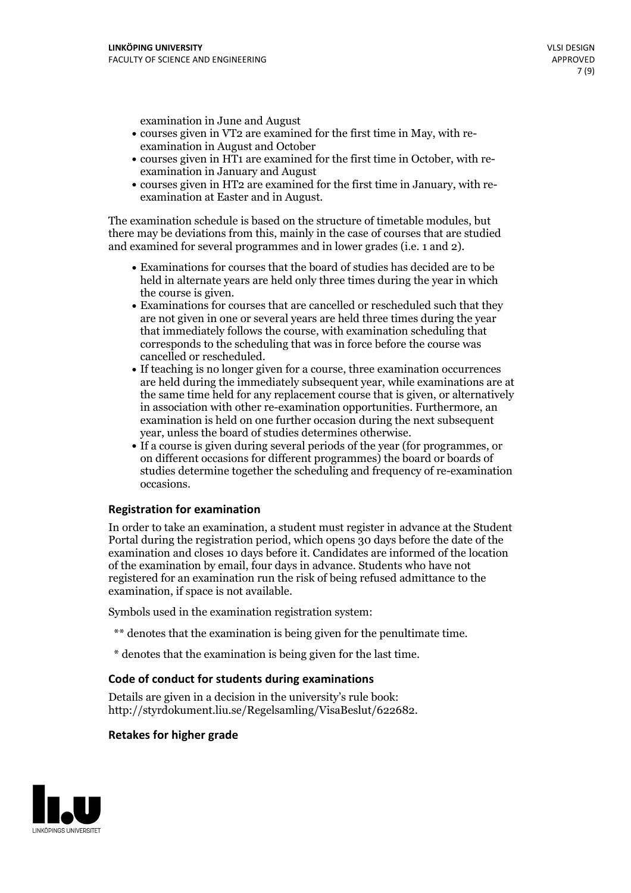examination in June and August

- courses given in VT2 are examined for the first time in May, with re-examination in August and October
- courses given in HT1 are examined for the first time in October, with re-examination in January and August
- courses given in HT2 are examined for the first time in January, with re-examination at Easter and in August.

The examination schedule is based on the structure of timetable modules, but there may be deviations from this, mainly in the case of courses that are studied and examined for several programmes and in lower grades (i.e. 1 and 2).

- Examinations for courses that the board of studies has decided are to be held in alternate years are held only three times during the year in which the course is given.
- Examinations for courses that are cancelled or rescheduled such that they are not given in one or several years are held three times during the year that immediately follows the course, with examination scheduling that corresponds to the scheduling that was in force before the course was cancelled or rescheduled.
- If teaching is no longer given for a course, three examination occurrences are held during the immediately subsequent year, while examinations are at the same time held for any replacement course that is given, or alternatively in association with other re-examination opportunities. Furthermore, an examination is held on one further occasion during the next subsequent year, unless the board of studies determines otherwise.
- If a course is given during several periods of the year (for programmes, or on different occasions for different programmes) the board or boards of studies determine together the scheduling and frequency of re-examination occasions.

### Registration for examination

In order to take an examination, a student must register in advance at the Student Portal during the registration period, which opens 30 days before the date of the examination and closes 10 days before it. Candidates are informed of the location of the examination by email, four days in advance. Students who have not registered for an examination run the risk of being refused admittance to the examination, if space is not available.

Symbols used in the examination registration system:

** denotes that the examination is being given for the penultimate time.

* denotes that the examination is being given for the last time.

### Code of conduct for students during examinations

Details are given in a decision in the university's rule book: http://styrdokument.liu.se/Regelsamling/VisaBeslut/622682.

### Retakes for higher grade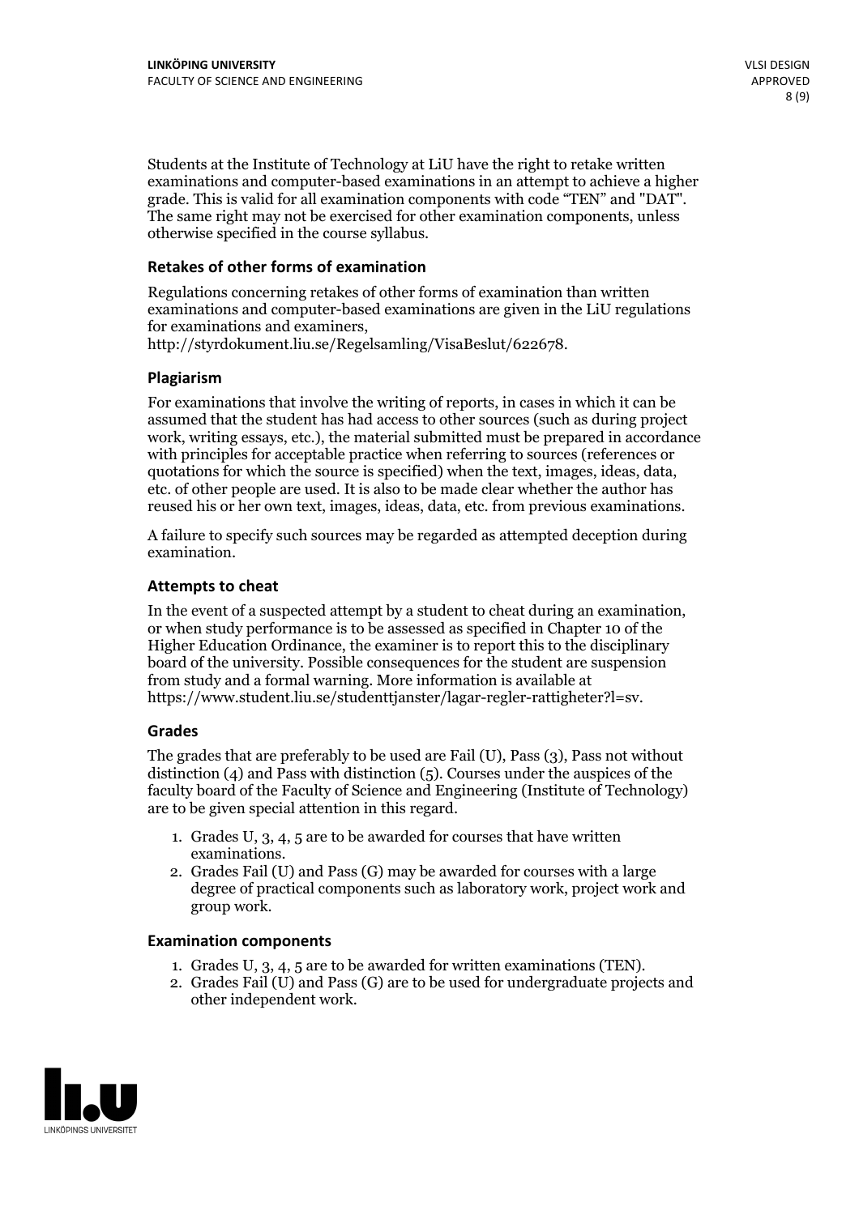Students at the Institute of Technology at LiU have the right to retake written examinations and computer-based examinations in an attempt to achieve a higher grade. This is valid for all examination components with code "TEN" and "DAT". The same right may not be exercised for other examination components, unless otherwise specified in the course syllabus.

### Retakes of other forms of examination

Regulations concerning retakes of other forms of examination than written examinations and computer-based examinations are given in the LiU regulations for examinations and examiners, http://styrdokument.liu.se/Regelsamling/VisaBeslut/622678.

### Plagiarism

For examinations that involve the writing of reports, in cases in which it can be assumed that the student has had access to other sources (such as during project work, writing essays, etc.), the material submitted must be prepared in accordance with principles for acceptable practice when referring to sources (references or quotations for which the source is specified) when the text, images, ideas, data, etc. of other people are used. It is also to be made clear whether the author has reused his or her own text, images, ideas, data, etc. from previous examinations.

A failure to specify such sources may be regarded as attempted deception during examination.

### Attempts to cheat

In the event of a suspected attempt by a student to cheat during an examination, or when study performance is to be assessed as specified in Chapter 10 of the Higher Education Ordinance, the examiner is to report this to the disciplinary board of the university. Possible consequences for the student are suspension from study and a formal warning. More information is available at https://www.student.liu.se/studenttjanster/lagar-regler-rattigheter?l=sv.

### Grades

The grades that are preferably to be used are Fail (U), Pass (3), Pass not without distinction (4) and Pass with distinction (5). Courses under the auspices of the faculty board of the Faculty of Science and Engineering (Institute of Technology) are to be given special attention in this regard.

1. Grades U, 3, 4, 5 are to be awarded for courses that have written examinations.
2. Grades Fail (U) and Pass (G) may be awarded for courses with a large degree of practical components such as laboratory work, project work and group work.

### Examination components

1. Grades U, 3, 4, 5 are to be awarded for written examinations (TEN).
2. Grades Fail (U) and Pass (G) are to be used for undergraduate projects and other independent work.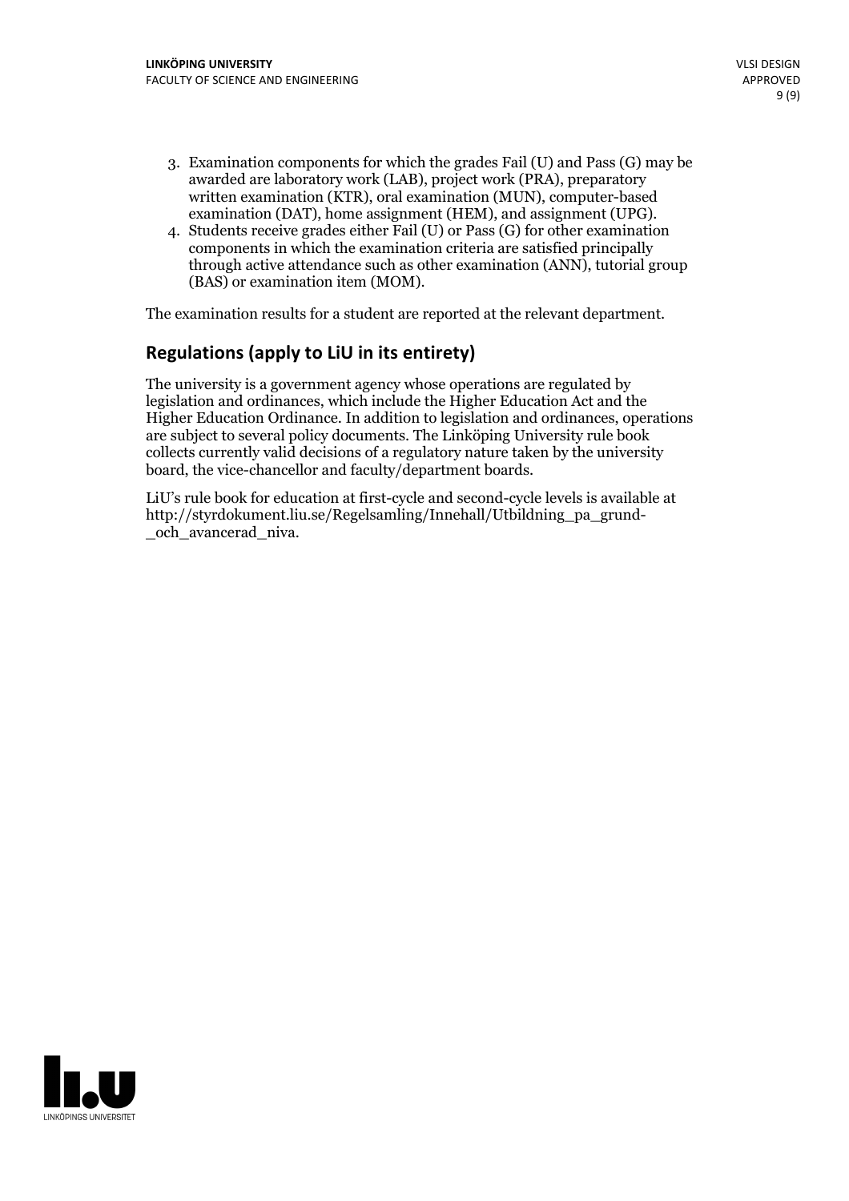3. Examination components for which the grades Fail (U) and Pass (G) may be awarded are laboratory work (LAB), project work (PRA), preparatory written examination (KTR), oral examination (MUN), computer-based examination (DAT), home assignment (HEM), and assignment (UPG).
4. Students receive grades either Fail (U) or Pass (G) for other examination components in which the examination criteria are satisfied principally through active attendance such as other examination (ANN), tutorial group (BAS) or examination item (MOM).

The examination results for a student are reported at the relevant department.

## Regulations (apply to LiU in its entirety)

The university is a government agency whose operations are regulated by legislation and ordinances, which include the Higher Education Act and the Higher Education Ordinance. In addition to legislation and ordinances, operations are subject to several policy documents. The Linköping University rule book collects currently valid decisions of a regulatory nature taken by the university board, the vice-chancellor and faculty/department boards.

LiU's rule book for education at first-cycle and second-cycle levels is available at http://styrdokument.liu.se/Regelsamling/Innehall/Utbildning_pa_grund-_och_avancerad_niva.